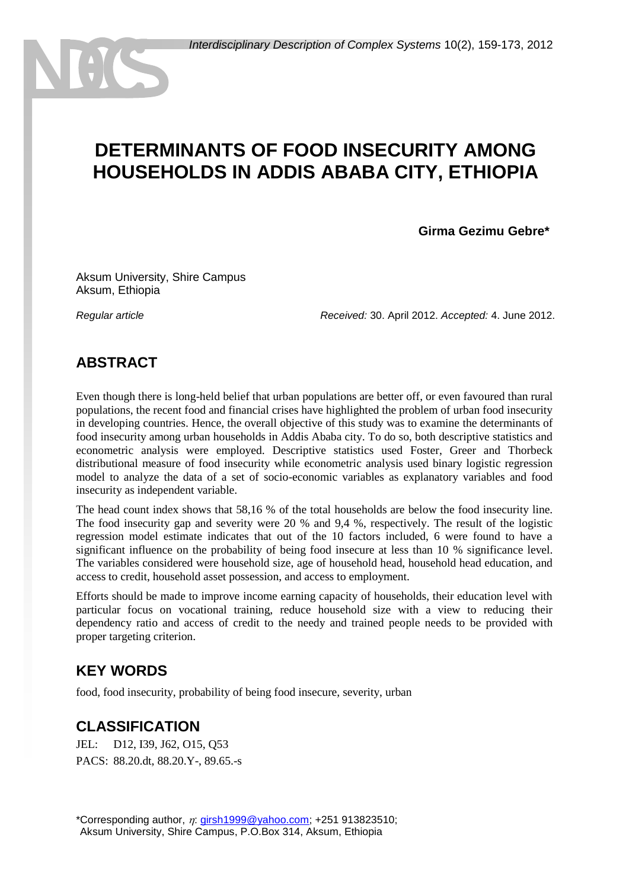# DETERMINANTS OF FOOD INSECURITY AMONG HOUSEHOLDS IN ADDIS ABABA CITY, ETHIOPIA

**Girma Gezimu Gebre***

Aksum University, Shire Campus
Aksum, Ethiopia

*Regular article* *Received:* 30. April 2012. *Accepted:* 4. June 2012.

## ABSTRACT

Even though there is long-held belief that urban populations are better off, or even favoured than rural populations, the recent food and financial crises have highlighted the problem of urban food insecurity in developing countries. Hence, the overall objective of this study was to examine the determinants of food insecurity among urban households in Addis Ababa city. To do so, both descriptive statistics and econometric analysis were employed. Descriptive statistics used Foster, Greer and Thorbeck distributional measure of food insecurity while econometric analysis used binary logistic regression model to analyze the data of a set of socio-economic variables as explanatory variables and food insecurity as independent variable.

The head count index shows that 58,16 % of the total households are below the food insecurity line. The food insecurity gap and severity were 20 % and 9,4 %, respectively. The result of the logistic regression model estimate indicates that out of the 10 factors included, 6 were found to have a significant influence on the probability of being food insecure at less than 10 % significance level. The variables considered were household size, age of household head, household head education, and access to credit, household asset possession, and access to employment.

Efforts should be made to improve income earning capacity of households, their education level with particular focus on vocational training, reduce household size with a view to reducing their dependency ratio and access of credit to the needy and trained people needs to be provided with proper targeting criterion.

## KEY WORDS

food, food insecurity, probability of being food insecure, severity, urban

## CLASSIFICATION

JEL: D12, I39, J62, O15, Q53
PACS: 88.20.dt, 88.20.Y-, 89.65.-s

*Corresponding author, $\eta$: girsh1999@yahoo.com; +251 913823510;
Aksum University, Shire Campus, P.O.Box 314, Aksum, Ethiopia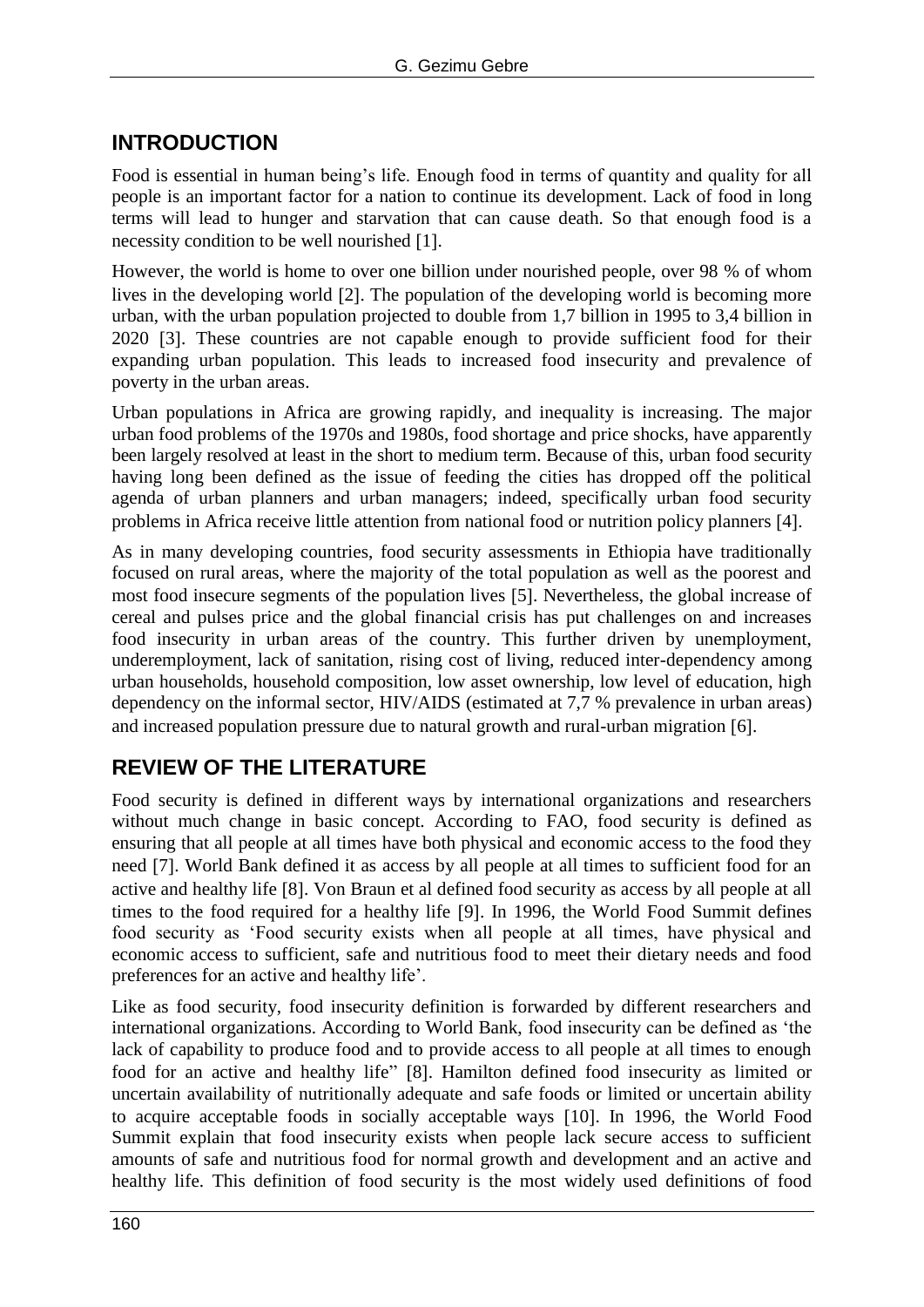## INTRODUCTION

Food is essential in human being's life. Enough food in terms of quantity and quality for all people is an important factor for a nation to continue its development. Lack of food in long terms will lead to hunger and starvation that can cause death. So that enough food is a necessity condition to be well nourished [1].

However, the world is home to over one billion under nourished people, over 98 % of whom lives in the developing world [2]. The population of the developing world is becoming more urban, with the urban population projected to double from 1,7 billion in 1995 to 3,4 billion in 2020 [3]. These countries are not capable enough to provide sufficient food for their expanding urban population. This leads to increased food insecurity and prevalence of poverty in the urban areas.

Urban populations in Africa are growing rapidly, and inequality is increasing. The major urban food problems of the 1970s and 1980s, food shortage and price shocks, have apparently been largely resolved at least in the short to medium term. Because of this, urban food security having long been defined as the issue of feeding the cities has dropped off the political agenda of urban planners and urban managers; indeed, specifically urban food security problems in Africa receive little attention from national food or nutrition policy planners [4].

As in many developing countries, food security assessments in Ethiopia have traditionally focused on rural areas, where the majority of the total population as well as the poorest and most food insecure segments of the population lives [5]. Nevertheless, the global increase of cereal and pulses price and the global financial crisis has put challenges on and increases food insecurity in urban areas of the country. This further driven by unemployment, underemployment, lack of sanitation, rising cost of living, reduced inter-dependency among urban households, household composition, low asset ownership, low level of education, high dependency on the informal sector, HIV/AIDS (estimated at 7,7 % prevalence in urban areas) and increased population pressure due to natural growth and rural-urban migration [6].

## REVIEW OF THE LITERATURE

Food security is defined in different ways by international organizations and researchers without much change in basic concept. According to FAO, food security is defined as ensuring that all people at all times have both physical and economic access to the food they need [7]. World Bank defined it as access by all people at all times to sufficient food for an active and healthy life [8]. Von Braun et al defined food security as access by all people at all times to the food required for a healthy life [9]. In 1996, the World Food Summit defines food security as 'Food security exists when all people at all times, have physical and economic access to sufficient, safe and nutritious food to meet their dietary needs and food preferences for an active and healthy life'.

Like as food security, food insecurity definition is forwarded by different researchers and international organizations. According to World Bank, food insecurity can be defined as 'the lack of capability to produce food and to provide access to all people at all times to enough food for an active and healthy life" [8]. Hamilton defined food insecurity as limited or uncertain availability of nutritionally adequate and safe foods or limited or uncertain ability to acquire acceptable foods in socially acceptable ways [10]. In 1996, the World Food Summit explain that food insecurity exists when people lack secure access to sufficient amounts of safe and nutritious food for normal growth and development and an active and healthy life. This definition of food security is the most widely used definitions of food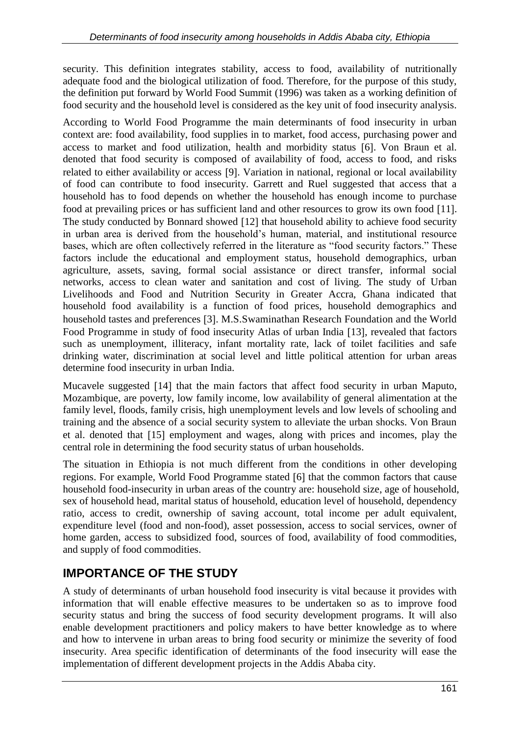security. This definition integrates stability, access to food, availability of nutritionally adequate food and the biological utilization of food. Therefore, for the purpose of this study, the definition put forward by World Food Summit (1996) was taken as a working definition of food security and the household level is considered as the key unit of food insecurity analysis.

According to World Food Programme the main determinants of food insecurity in urban context are: food availability, food supplies in to market, food access, purchasing power and access to market and food utilization, health and morbidity status [6]. Von Braun et al. denoted that food security is composed of availability of food, access to food, and risks related to either availability or access [9]. Variation in national, regional or local availability of food can contribute to food insecurity. Garrett and Ruel suggested that access that a household has to food depends on whether the household has enough income to purchase food at prevailing prices or has sufficient land and other resources to grow its own food [11]. The study conducted by Bonnard showed [12] that household ability to achieve food security in urban area is derived from the household's human, material, and institutional resource bases, which are often collectively referred in the literature as "food security factors." These factors include the educational and employment status, household demographics, urban agriculture, assets, saving, formal social assistance or direct transfer, informal social networks, access to clean water and sanitation and cost of living. The study of Urban Livelihoods and Food and Nutrition Security in Greater Accra, Ghana indicated that household food availability is a function of food prices, household demographics and household tastes and preferences [3]. M.S.Swaminathan Research Foundation and the World Food Programme in study of food insecurity Atlas of urban India [13], revealed that factors such as unemployment, illiteracy, infant mortality rate, lack of toilet facilities and safe drinking water, discrimination at social level and little political attention for urban areas determine food insecurity in urban India.

Mucavele suggested [14] that the main factors that affect food security in urban Maputo, Mozambique, are poverty, low family income, low availability of general alimentation at the family level, floods, family crisis, high unemployment levels and low levels of schooling and training and the absence of a social security system to alleviate the urban shocks. Von Braun et al. denoted that [15] employment and wages, along with prices and incomes, play the central role in determining the food security status of urban households.

The situation in Ethiopia is not much different from the conditions in other developing regions. For example, World Food Programme stated [6] that the common factors that cause household food-insecurity in urban areas of the country are: household size, age of household, sex of household head, marital status of household, education level of household, dependency ratio, access to credit, ownership of saving account, total income per adult equivalent, expenditure level (food and non-food), asset possession, access to social services, owner of home garden, access to subsidized food, sources of food, availability of food commodities, and supply of food commodities.

## IMPORTANCE OF THE STUDY

A study of determinants of urban household food insecurity is vital because it provides with information that will enable effective measures to be undertaken so as to improve food security status and bring the success of food security development programs. It will also enable development practitioners and policy makers to have better knowledge as to where and how to intervene in urban areas to bring food security or minimize the severity of food insecurity. Area specific identification of determinants of the food insecurity will ease the implementation of different development projects in the Addis Ababa city.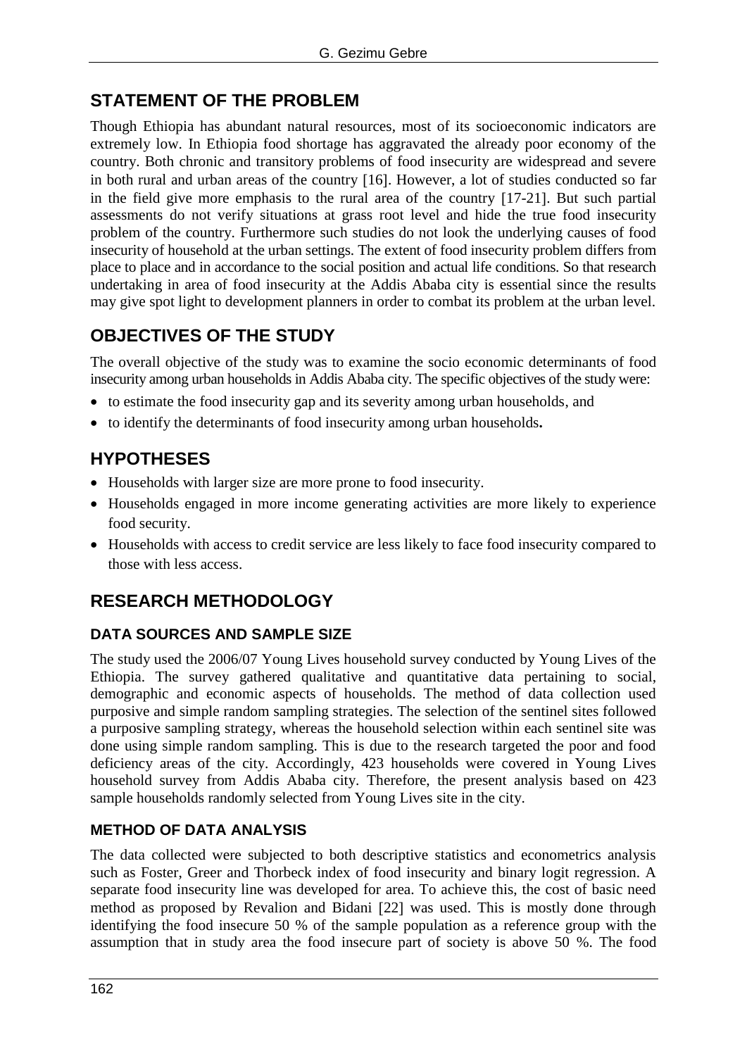## STATEMENT OF THE PROBLEM

Though Ethiopia has abundant natural resources, most of its socioeconomic indicators are extremely low. In Ethiopia food shortage has aggravated the already poor economy of the country. Both chronic and transitory problems of food insecurity are widespread and severe in both rural and urban areas of the country [16]. However, a lot of studies conducted so far in the field give more emphasis to the rural area of the country [17-21]. But such partial assessments do not verify situations at grass root level and hide the true food insecurity problem of the country. Furthermore such studies do not look the underlying causes of food insecurity of household at the urban settings. The extent of food insecurity problem differs from place to place and in accordance to the social position and actual life conditions. So that research undertaking in area of food insecurity at the Addis Ababa city is essential since the results may give spot light to development planners in order to combat its problem at the urban level.

## OBJECTIVES OF THE STUDY

The overall objective of the study was to examine the socio economic determinants of food insecurity among urban households in Addis Ababa city. The specific objectives of the study were:

- to estimate the food insecurity gap and its severity among urban households, and
- to identify the determinants of food insecurity among urban households**.**

## HYPOTHESES

- Households with larger size are more prone to food insecurity.
- Households engaged in more income generating activities are more likely to experience food security.
- Households with access to credit service are less likely to face food insecurity compared to those with less access.

## RESEARCH METHODOLOGY

### DATA SOURCES AND SAMPLE SIZE

The study used the 2006/07 Young Lives household survey conducted by Young Lives of the Ethiopia. The survey gathered qualitative and quantitative data pertaining to social, demographic and economic aspects of households. The method of data collection used purposive and simple random sampling strategies. The selection of the sentinel sites followed a purposive sampling strategy, whereas the household selection within each sentinel site was done using simple random sampling. This is due to the research targeted the poor and food deficiency areas of the city. Accordingly, 423 households were covered in Young Lives household survey from Addis Ababa city. Therefore, the present analysis based on 423 sample households randomly selected from Young Lives site in the city.

### METHOD OF DATA ANALYSIS

The data collected were subjected to both descriptive statistics and econometrics analysis such as Foster, Greer and Thorbeck index of food insecurity and binary logit regression. A separate food insecurity line was developed for area. To achieve this, the cost of basic need method as proposed by Revalion and Bidani [22] was used. This is mostly done through identifying the food insecure 50 % of the sample population as a reference group with the assumption that in study area the food insecure part of society is above 50 %. The food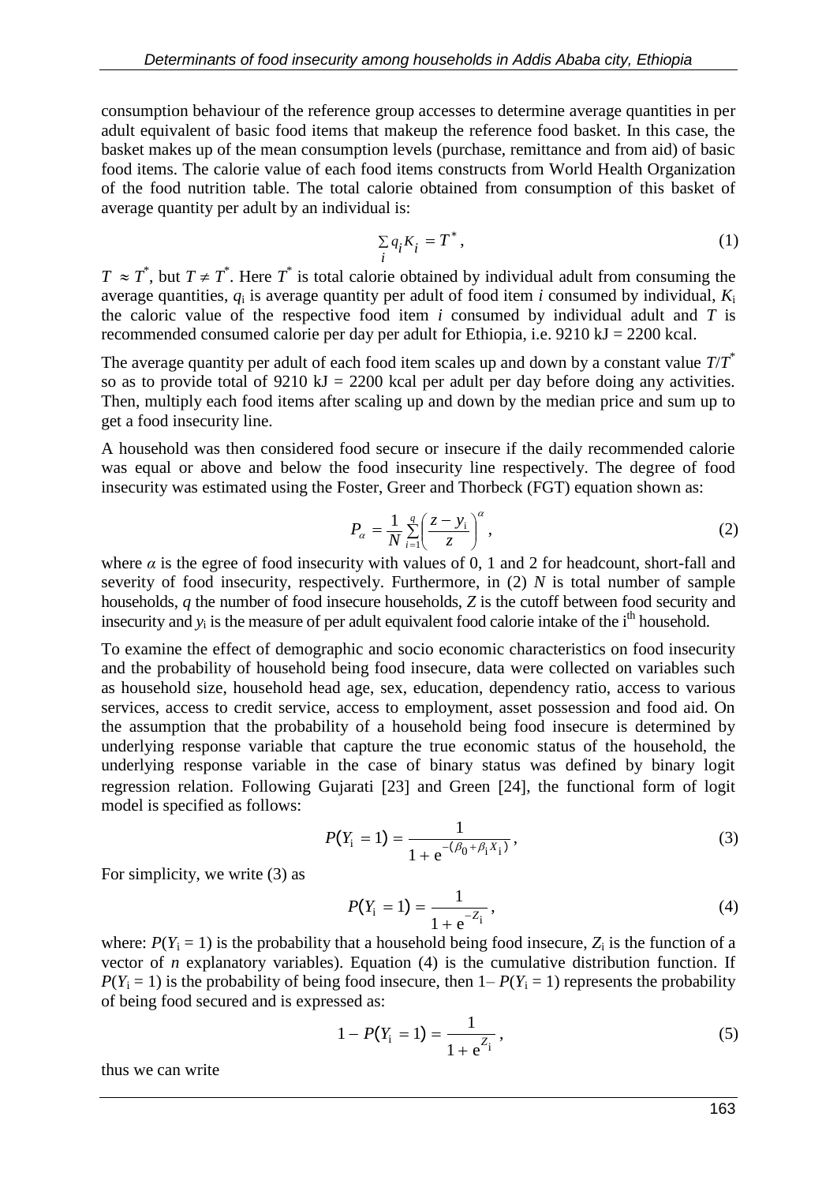consumption behaviour of the reference group accesses to determine average quantities in per adult equivalent of basic food items that makeup the reference food basket. In this case, the basket makes up of the mean consumption levels (purchase, remittance and from aid) of basic food items. The calorie value of each food items constructs from World Health Organization of the food nutrition table. The total calorie obtained from consumption of this basket of average quantity per adult by an individual is:

$$\sum_{i} q_i K_i = T^*, \tag{1}$$

$T \approx T^*$, but $T \neq T^*$. Here $T^*$ is total calorie obtained by individual adult from consuming the average quantities, $q_i$ is average quantity per adult of food item $i$ consumed by individual, $K_i$ the caloric value of the respective food item $i$ consumed by individual adult and $T$ is recommended consumed calorie per day per adult for Ethiopia, i.e. 9210 kJ = 2200 kcal.

The average quantity per adult of each food item scales up and down by a constant value $T/T^*$ so as to provide total of 9210 kJ = 2200 kcal per adult per day before doing any activities. Then, multiply each food items after scaling up and down by the median price and sum up to get a food insecurity line.

A household was then considered food secure or insecure if the daily recommended calorie was equal or above and below the food insecurity line respectively. The degree of food insecurity was estimated using the Foster, Greer and Thorbeck (FGT) equation shown as:

$$P_\alpha = \frac{1}{N} \sum_{i=1}^{q} \left( \frac{z - y_i}{z} \right)^\alpha, \tag{2}$$

where $\alpha$ is the egree of food insecurity with values of 0, 1 and 2 for headcount, short-fall and severity of food insecurity, respectively. Furthermore, in (2) $N$ is total number of sample households, $q$ the number of food insecure households, $Z$ is the cutoff between food security and insecurity and $y_i$ is the measure of per adult equivalent food calorie intake of the i$^{\text{th}}$ household.

To examine the effect of demographic and socio economic characteristics on food insecurity and the probability of household being food insecure, data were collected on variables such as household size, household head age, sex, education, dependency ratio, access to various services, access to credit service, access to employment, asset possession and food aid. On the assumption that the probability of a household being food insecure is determined by underlying response variable that capture the true economic status of the household, the underlying response variable in the case of binary status was defined by binary logit regression relation. Following Gujarati [23] and Green [24], the functional form of logit model is specified as follows:

$$P(Y_i = 1) = \frac{1}{1 + e^{-(\beta_0 + \beta_1 X_1)}}, \tag{3}$$

For simplicity, we write (3) as

$$P(Y_i = 1) = \frac{1}{1 + e^{-Z_i}}, \tag{4}$$

where: $P(Y_i = 1)$ is the probability that a household being food insecure, $Z_i$ is the function of a vector of $n$ explanatory variables). Equation (4) is the cumulative distribution function. If $P(Y_i = 1)$ is the probability of being food insecure, then $1 - P(Y_i = 1)$ represents the probability of being food secured and is expressed as:

$$1 - P(Y_i = 1) = \frac{1}{1 + e^{Z_i}}, \tag{5}$$

thus we can write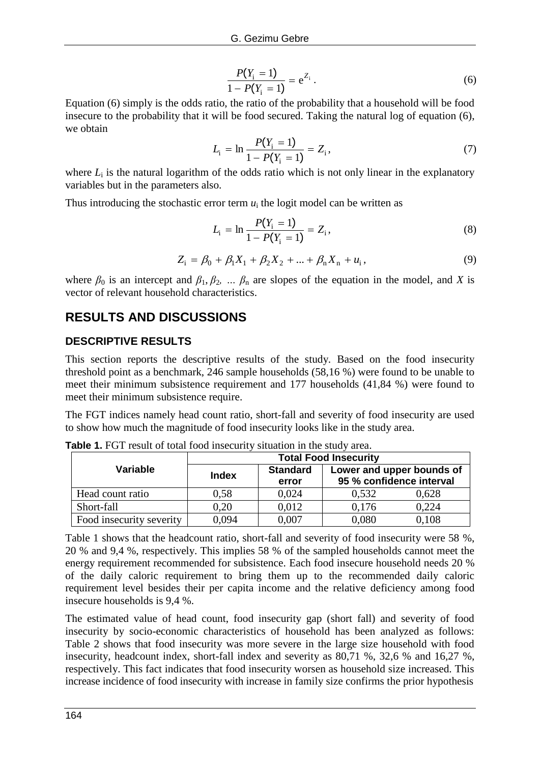$$\frac{P(Y_i = 1)}{1 - P(Y_i = 1)} = e^{Z_i}. \quad (6)$$

Equation (6) simply is the odds ratio, the ratio of the probability that a household will be food insecure to the probability that it will be food secured. Taking the natural log of equation (6), we obtain

$$L_i = \ln \frac{P(Y_i = 1)}{1 - P(Y_i = 1)} = Z_i, \quad (7)$$

where $L_i$ is the natural logarithm of the odds ratio which is not only linear in the explanatory variables but in the parameters also.

Thus introducing the stochastic error term $u_i$ the logit model can be written as

$$L_i = \ln \frac{P(Y_i = 1)}{1 - P(Y_i = 1)} = Z_i, \quad (8)$$

$$Z_i = \beta_0 + \beta_1 X_1 + \beta_2 X_2 + ... + \beta_n X_n + u_i, \quad (9)$$

where $\beta_0$ is an intercept and $\beta_1, \beta_2, ... \beta_n$ are slopes of the equation in the model, and $X$ is vector of relevant household characteristics.

## RESULTS AND DISCUSSIONS

### DESCRIPTIVE RESULTS

This section reports the descriptive results of the study. Based on the food insecurity threshold point as a benchmark, 246 sample households (58,16 %) were found to be unable to meet their minimum subsistence requirement and 177 households (41,84 %) were found to meet their minimum subsistence require.

The FGT indices namely head count ratio, short-fall and severity of food insecurity are used to show how much the magnitude of food insecurity looks like in the study area.

**Table 1.** FGT result of total food insecurity situation in the study area.

| Variable | Total Food Insecurity | | | |
|---|---|---|---|---|
| | **Index** | **Standard error** | **Lower and upper bounds of 95 % confidence interval** | |
| Head count ratio | 0,58 | 0,024 | 0,532 | 0,628 |
| Short-fall | 0,20 | 0,012 | 0,176 | 0,224 |
| Food insecurity severity | 0,094 | 0,007 | 0,080 | 0,108 |

Table 1 shows that the headcount ratio, short-fall and severity of food insecurity were 58 %, 20 % and 9,4 %, respectively. This implies 58 % of the sampled households cannot meet the energy requirement recommended for subsistence. Each food insecure household needs 20 % of the daily caloric requirement to bring them up to the recommended daily caloric requirement level besides their per capita income and the relative deficiency among food insecure households is 9,4 %.

The estimated value of head count, food insecurity gap (short fall) and severity of food insecurity by socio-economic characteristics of household has been analyzed as follows: Table 2 shows that food insecurity was more severe in the large size household with food insecurity, headcount index, short-fall index and severity as 80,71 %, 32,6 % and 16,27 %, respectively. This fact indicates that food insecurity worsen as household size increased. This increase incidence of food insecurity with increase in family size confirms the prior hypothesis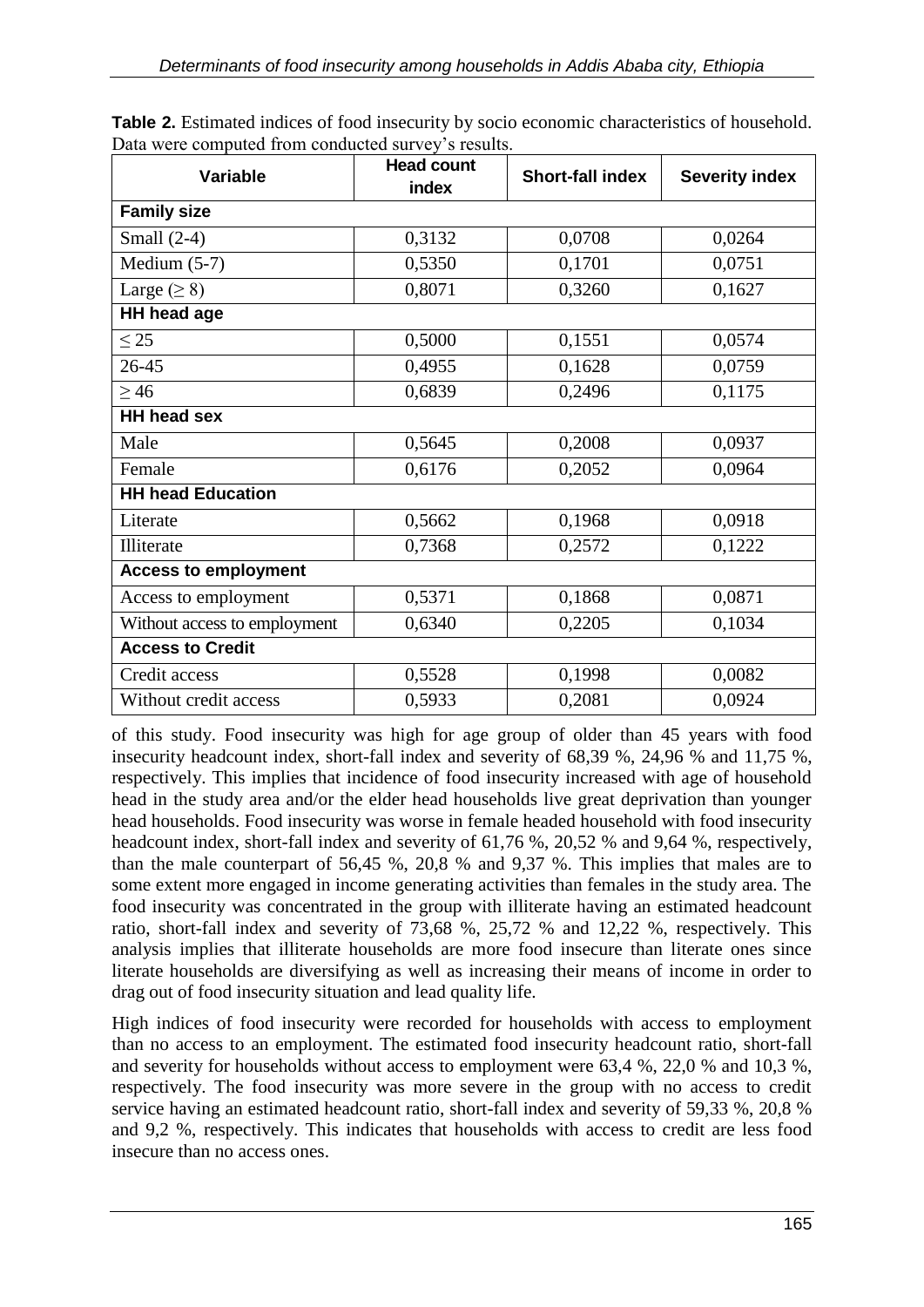**Table 2.** Estimated indices of food insecurity by socio economic characteristics of household. Data were computed from conducted survey's results.

| Variable | Head count index | Short-fall index | Severity index |
|---|---|---|---|
| **Family size** | | | |
| Small (2-4) | 0,3132 | 0,0708 | 0,0264 |
| Medium (5-7) | 0,5350 | 0,1701 | 0,0751 |
| Large (≥ 8) | 0,8071 | 0,3260 | 0,1627 |
| **HH head age** | | | |
| ≤ 25 | 0,5000 | 0,1551 | 0,0574 |
| 26-45 | 0,4955 | 0,1628 | 0,0759 |
| ≥ 46 | 0,6839 | 0,2496 | 0,1175 |
| **HH head sex** | | | |
| Male | 0,5645 | 0,2008 | 0,0937 |
| Female | 0,6176 | 0,2052 | 0,0964 |
| **HH head Education** | | | |
| Literate | 0,5662 | 0,1968 | 0,0918 |
| Illiterate | 0,7368 | 0,2572 | 0,1222 |
| **Access to employment** | | | |
| Access to employment | 0,5371 | 0,1868 | 0,0871 |
| Without access to employment | 0,6340 | 0,2205 | 0,1034 |
| **Access to Credit** | | | |
| Credit access | 0,5528 | 0,1998 | 0,0082 |
| Without credit access | 0,5933 | 0,2081 | 0,0924 |

of this study. Food insecurity was high for age group of older than 45 years with food insecurity headcount index, short-fall index and severity of 68,39 %, 24,96 % and 11,75 %, respectively. This implies that incidence of food insecurity increased with age of household head in the study area and/or the elder head households live great deprivation than younger head households. Food insecurity was worse in female headed household with food insecurity headcount index, short-fall index and severity of 61,76 %, 20,52 % and 9,64 %, respectively, than the male counterpart of 56,45 %, 20,8 % and 9,37 %. This implies that males are to some extent more engaged in income generating activities than females in the study area. The food insecurity was concentrated in the group with illiterate having an estimated headcount ratio, short-fall index and severity of 73,68 %, 25,72 % and 12,22 %, respectively. This analysis implies that illiterate households are more food insecure than literate ones since literate households are diversifying as well as increasing their means of income in order to drag out of food insecurity situation and lead quality life.

High indices of food insecurity were recorded for households with access to employment than no access to an employment. The estimated food insecurity headcount ratio, short-fall and severity for households without access to employment were 63,4 %, 22,0 % and 10,3 %, respectively. The food insecurity was more severe in the group with no access to credit service having an estimated headcount ratio, short-fall index and severity of 59,33 %, 20,8 % and 9,2 %, respectively. This indicates that households with access to credit are less food insecure than no access ones.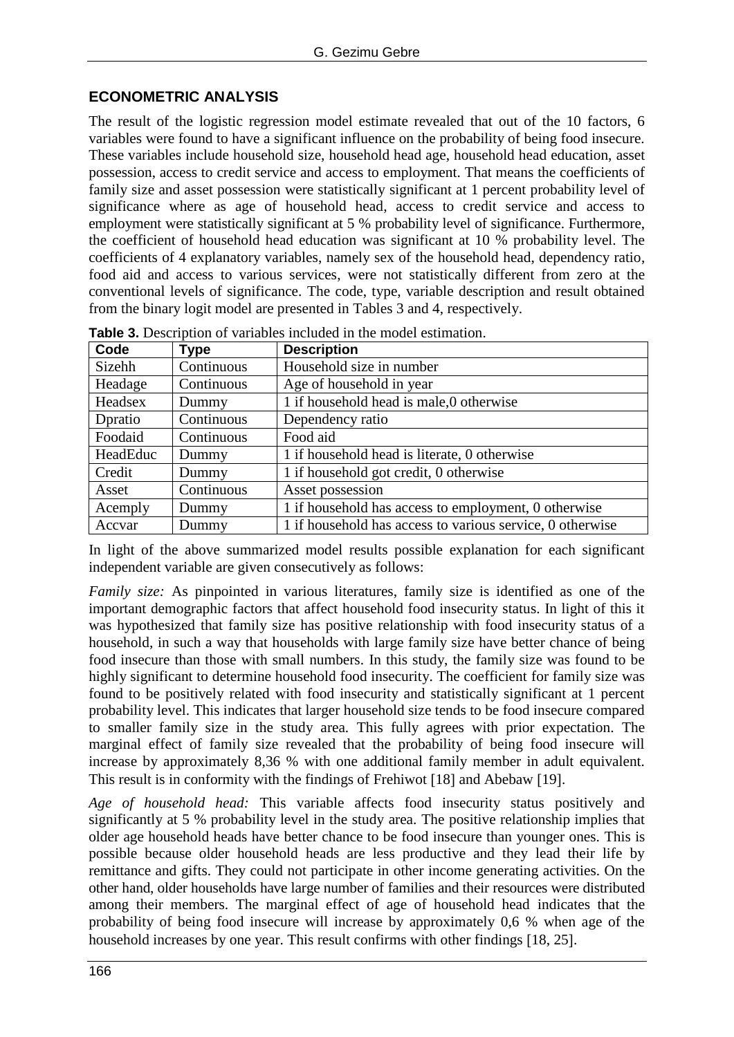## ECONOMETRIC ANALYSIS

The result of the logistic regression model estimate revealed that out of the 10 factors, 6 variables were found to have a significant influence on the probability of being food insecure. These variables include household size, household head age, household head education, asset possession, access to credit service and access to employment. That means the coefficients of family size and asset possession were statistically significant at 1 percent probability level of significance where as age of household head, access to credit service and access to employment were statistically significant at 5 % probability level of significance. Furthermore, the coefficient of household head education was significant at 10 % probability level. The coefficients of 4 explanatory variables, namely sex of the household head, dependency ratio, food aid and access to various services, were not statistically different from zero at the conventional levels of significance. The code, type, variable description and result obtained from the binary logit model are presented in Tables 3 and 4, respectively.

**Table 3.** Description of variables included in the model estimation.

| Code | Type | Description |
|---|---|---|
| Sizehh | Continuous | Household size in number |
| Headage | Continuous | Age of household in year |
| Headsex | Dummy | 1 if household head is male,0 otherwise |
| Dpratio | Continuous | Dependency ratio |
| Foodaid | Continuous | Food aid |
| HeadEduc | Dummy | 1 if household head is literate, 0 otherwise |
| Credit | Dummy | 1 if household got credit, 0 otherwise |
| Asset | Continuous | Asset possession |
| Acemply | Dummy | 1 if household has access to employment, 0 otherwise |
| Accvar | Dummy | 1 if household has access to various service, 0 otherwise |

In light of the above summarized model results possible explanation for each significant independent variable are given consecutively as follows:

*Family size:* As pinpointed in various literatures, family size is identified as one of the important demographic factors that affect household food insecurity status. In light of this it was hypothesized that family size has positive relationship with food insecurity status of a household, in such a way that households with large family size have better chance of being food insecure than those with small numbers. In this study, the family size was found to be highly significant to determine household food insecurity. The coefficient for family size was found to be positively related with food insecurity and statistically significant at 1 percent probability level. This indicates that larger household size tends to be food insecure compared to smaller family size in the study area. This fully agrees with prior expectation. The marginal effect of family size revealed that the probability of being food insecure will increase by approximately 8,36 % with one additional family member in adult equivalent. This result is in conformity with the findings of Frehiwot [18] and Abebaw [19].

*Age of household head:* This variable affects food insecurity status positively and significantly at 5 % probability level in the study area. The positive relationship implies that older age household heads have better chance to be food insecure than younger ones. This is possible because older household heads are less productive and they lead their life by remittance and gifts. They could not participate in other income generating activities. On the other hand, older households have large number of families and their resources were distributed among their members. The marginal effect of age of household head indicates that the probability of being food insecure will increase by approximately 0,6 % when age of the household increases by one year. This result confirms with other findings [18, 25].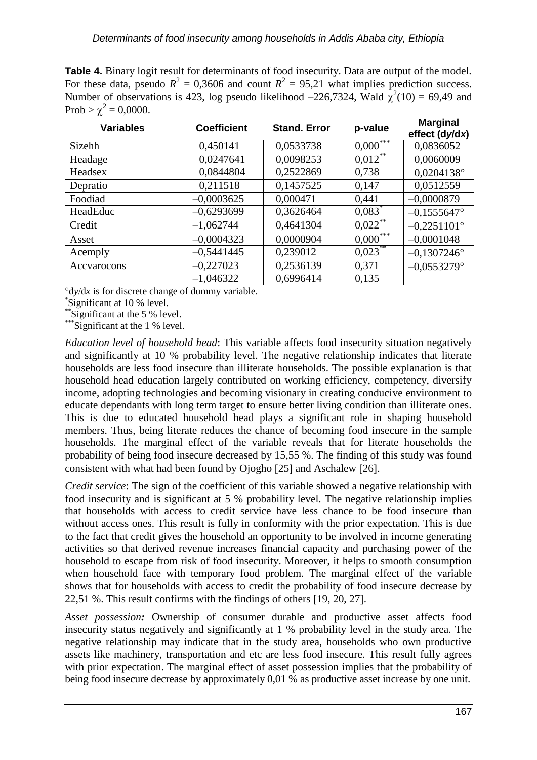**Table 4.** Binary logit result for determinants of food insecurity. Data are output of the model. For these data, pseudo $R^2$ = 0,3606 and count $R^2$ = 95,21 what implies prediction success. Number of observations is 423, log pseudo likelihood –226,7324, Wald $\chi^2(10)$ = 69,49 and Prob > $\chi^2$ = 0,0000.

| Variables | Coefficient | Stand. Error | p-value | Marginal effect (d*y*/d*x*) |
|---|---|---|---|---|
| Sizehh | 0,450141 | 0,0533738 | 0,000*** | 0,0836052 |
| Headage | 0,0247641 | 0,0098253 | 0,012** | 0,0060009 |
| Headsex | 0,0844804 | 0,2522869 | 0,738 | 0,0204138° |
| Depratio | 0,211518 | 0,1457525 | 0,147 | 0,0512559 |
| Foodiad | –0,0003625 | 0,000471 | 0,441 | –0,0000879 |
| HeadEduc | –0,6293699 | 0,3626464 | 0,083* | –0,1555647° |
| Credit | –1,062744 | 0,4641304 | 0,022** | –0,2251101° |
| Asset | –0,0004323 | 0,0000904 | 0,000*** | –0,0001048 |
| Acemply | –0,5441445 | 0,239012 | 0,023** | –0,1307246° |
| Accvarocons | –0,227023 | 0,2536139 | 0,371 | –0,0553279° |
| | –1,046322 | 0,6996414 | 0,135 | |

°d*y*/d*x* is for discrete change of dummy variable.

*Significant at 10 % level.

**Significant at the 5 % level.

***Significant at the 1 % level.

*Education level of household head*: This variable affects food insecurity situation negatively and significantly at 10 % probability level. The negative relationship indicates that literate households are less food insecure than illiterate households. The possible explanation is that household head education largely contributed on working efficiency, competency, diversify income, adopting technologies and becoming visionary in creating conducive environment to educate dependants with long term target to ensure better living condition than illiterate ones. This is due to educated household head plays a significant role in shaping household members. Thus, being literate reduces the chance of becoming food insecure in the sample households. The marginal effect of the variable reveals that for literate households the probability of being food insecure decreased by 15,55 %. The finding of this study was found consistent with what had been found by Ojogho [25] and Aschalew [26].

*Credit service*: The sign of the coefficient of this variable showed a negative relationship with food insecurity and is significant at 5 % probability level. The negative relationship implies that households with access to credit service have less chance to be food insecure than without access ones. This result is fully in conformity with the prior expectation. This is due to the fact that credit gives the household an opportunity to be involved in income generating activities so that derived revenue increases financial capacity and purchasing power of the household to escape from risk of food insecurity. Moreover, it helps to smooth consumption when household face with temporary food problem. The marginal effect of the variable shows that for households with access to credit the probability of food insecure decrease by 22,51 %. This result confirms with the findings of others [19, 20, 27].

*Asset possession:* Ownership of consumer durable and productive asset affects food insecurity status negatively and significantly at 1 % probability level in the study area. The negative relationship may indicate that in the study area, households who own productive assets like machinery, transportation and etc are less food insecure. This result fully agrees with prior expectation. The marginal effect of asset possession implies that the probability of being food insecure decrease by approximately 0,01 % as productive asset increase by one unit.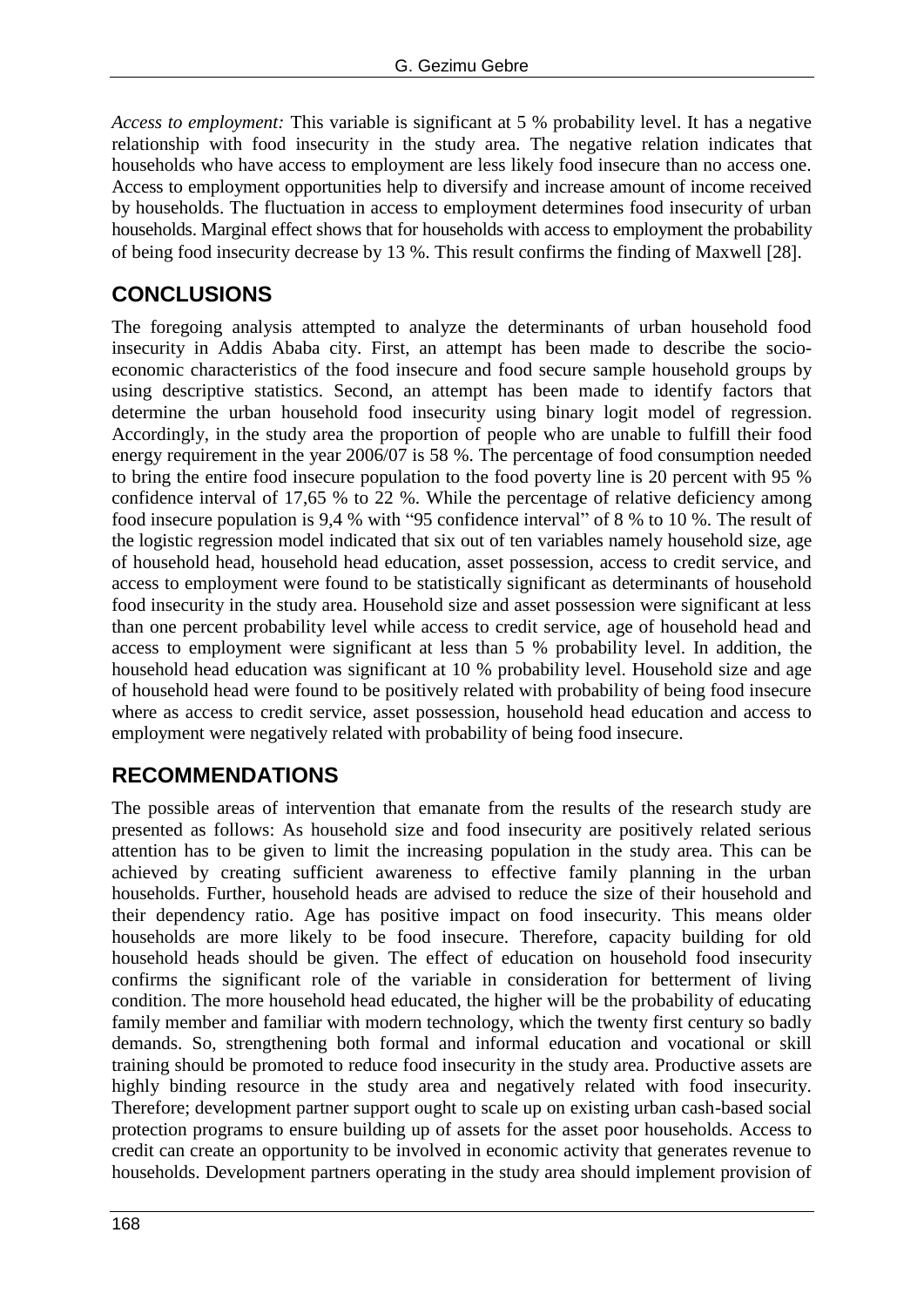*Access to employment:* This variable is significant at 5 % probability level. It has a negative relationship with food insecurity in the study area. The negative relation indicates that households who have access to employment are less likely food insecure than no access one. Access to employment opportunities help to diversify and increase amount of income received by households. The fluctuation in access to employment determines food insecurity of urban households. Marginal effect shows that for households with access to employment the probability of being food insecurity decrease by 13 %. This result confirms the finding of Maxwell [28].

## CONCLUSIONS

The foregoing analysis attempted to analyze the determinants of urban household food insecurity in Addis Ababa city. First, an attempt has been made to describe the socio-economic characteristics of the food insecure and food secure sample household groups by using descriptive statistics. Second, an attempt has been made to identify factors that determine the urban household food insecurity using binary logit model of regression. Accordingly, in the study area the proportion of people who are unable to fulfill their food energy requirement in the year 2006/07 is 58 %. The percentage of food consumption needed to bring the entire food insecure population to the food poverty line is 20 percent with 95 % confidence interval of 17,65 % to 22 %. While the percentage of relative deficiency among food insecure population is 9,4 % with "95 confidence interval" of 8 % to 10 %. The result of the logistic regression model indicated that six out of ten variables namely household size, age of household head, household head education, asset possession, access to credit service, and access to employment were found to be statistically significant as determinants of household food insecurity in the study area. Household size and asset possession were significant at less than one percent probability level while access to credit service, age of household head and access to employment were significant at less than 5 % probability level. In addition, the household head education was significant at 10 % probability level. Household size and age of household head were found to be positively related with probability of being food insecure where as access to credit service, asset possession, household head education and access to employment were negatively related with probability of being food insecure.

## RECOMMENDATIONS

The possible areas of intervention that emanate from the results of the research study are presented as follows: As household size and food insecurity are positively related serious attention has to be given to limit the increasing population in the study area. This can be achieved by creating sufficient awareness to effective family planning in the urban households. Further, household heads are advised to reduce the size of their household and their dependency ratio. Age has positive impact on food insecurity. This means older households are more likely to be food insecure. Therefore, capacity building for old household heads should be given. The effect of education on household food insecurity confirms the significant role of the variable in consideration for betterment of living condition. The more household head educated, the higher will be the probability of educating family member and familiar with modern technology, which the twenty first century so badly demands. So, strengthening both formal and informal education and vocational or skill training should be promoted to reduce food insecurity in the study area. Productive assets are highly binding resource in the study area and negatively related with food insecurity. Therefore; development partner support ought to scale up on existing urban cash-based social protection programs to ensure building up of assets for the asset poor households. Access to credit can create an opportunity to be involved in economic activity that generates revenue to households. Development partners operating in the study area should implement provision of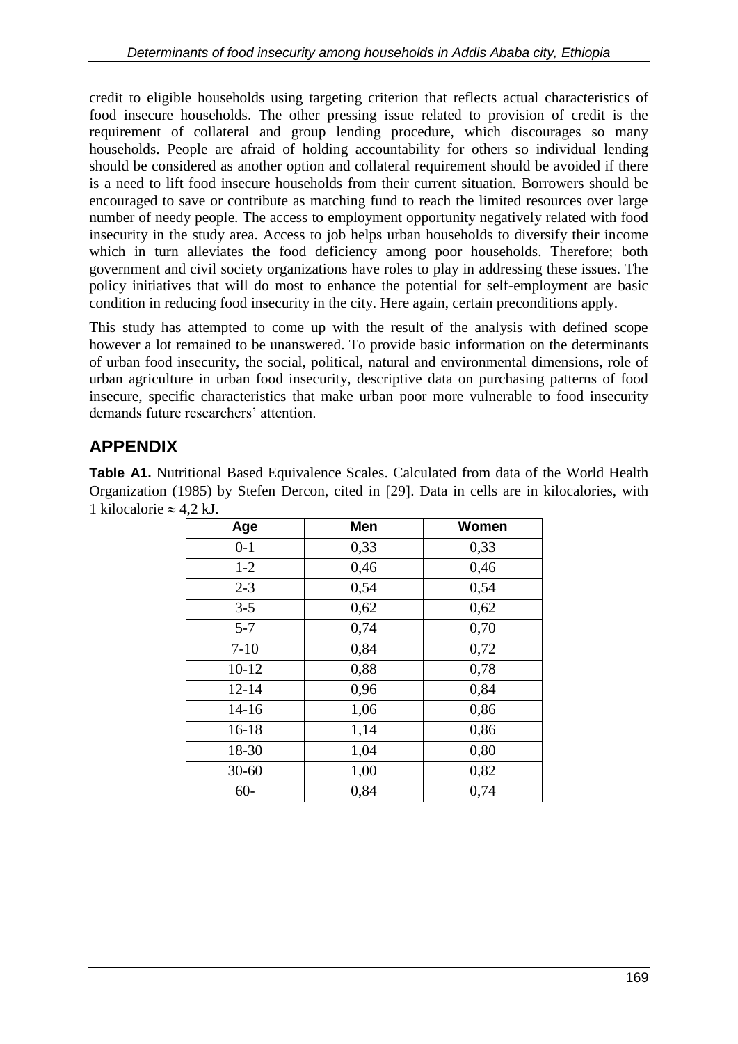credit to eligible households using targeting criterion that reflects actual characteristics of food insecure households. The other pressing issue related to provision of credit is the requirement of collateral and group lending procedure, which discourages so many households. People are afraid of holding accountability for others so individual lending should be considered as another option and collateral requirement should be avoided if there is a need to lift food insecure households from their current situation. Borrowers should be encouraged to save or contribute as matching fund to reach the limited resources over large number of needy people. The access to employment opportunity negatively related with food insecurity in the study area. Access to job helps urban households to diversify their income which in turn alleviates the food deficiency among poor households. Therefore; both government and civil society organizations have roles to play in addressing these issues. The policy initiatives that will do most to enhance the potential for self-employment are basic condition in reducing food insecurity in the city. Here again, certain preconditions apply.

This study has attempted to come up with the result of the analysis with defined scope however a lot remained to be unanswered. To provide basic information on the determinants of urban food insecurity, the social, political, natural and environmental dimensions, role of urban agriculture in urban food insecurity, descriptive data on purchasing patterns of food insecure, specific characteristics that make urban poor more vulnerable to food insecurity demands future researchers' attention.

## APPENDIX

**Table A1.** Nutritional Based Equivalence Scales. Calculated from data of the World Health Organization (1985) by Stefen Dercon, cited in [29]. Data in cells are in kilocalories, with 1 kilocalorie ≈ 4,2 kJ.

| Age | Men | Women |
|---|---|---|
| 0-1 | 0,33 | 0,33 |
| 1-2 | 0,46 | 0,46 |
| 2-3 | 0,54 | 0,54 |
| 3-5 | 0,62 | 0,62 |
| 5-7 | 0,74 | 0,70 |
| 7-10 | 0,84 | 0,72 |
| 10-12 | 0,88 | 0,78 |
| 12-14 | 0,96 | 0,84 |
| 14-16 | 1,06 | 0,86 |
| 16-18 | 1,14 | 0,86 |
| 18-30 | 1,04 | 0,80 |
| 30-60 | 1,00 | 0,82 |
| 60- | 0,84 | 0,74 |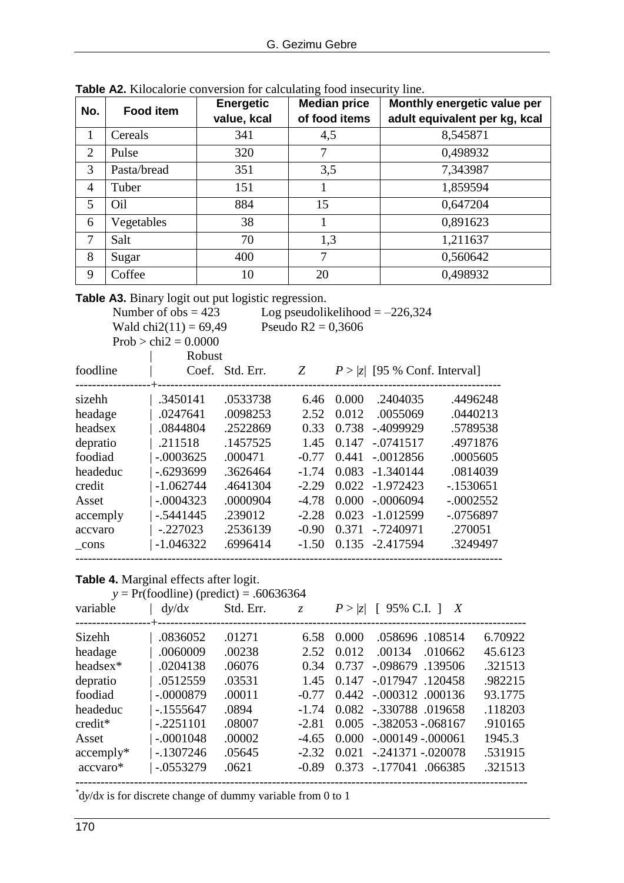**Table A2.** Kilocalorie conversion for calculating food insecurity line.

| No. | Food item | Energetic value, kcal | Median price of food items | Monthly energetic value per adult equivalent per kg, kcal |
|---|---|---|---|---|
| 1 | Cereals | 341 | 4,5 | 8,545871 |
| 2 | Pulse | 320 | 7 | 0,498932 |
| 3 | Pasta/bread | 351 | 3,5 | 7,343987 |
| 4 | Tuber | 151 | 1 | 1,859594 |
| 5 | Oil | 884 | 15 | 0,647204 |
| 6 | Vegetables | 38 | 1 | 0,891623 |
| 7 | Salt | 70 | 1,3 | 1,211637 |
| 8 | Sugar | 400 | 7 | 0,560642 |
| 9 | Coffee | 10 | 20 | 0,498932 |

**Table A3.** Binary logit out put logistic regression.

Number of obs = 423 Log pseudolikelihood = –226,324

Wald chi2(11) = 69,49 Pseudo R2 = 0,3606

Prob > chi2 = 0.0000

| foodline | Coef. | Robust Std. Err. | *Z* | *P* > \|*z*\| | [95 % Conf. | Interval] |
|---|---|---|---|---|---|---|
| sizehh | .3450141 | .0533738 | 6.46 | 0.000 | .2404035 | .4496248 |
| headage | .0247641 | .0098253 | 2.52 | 0.012 | .0055069 | .0440213 |
| headsex | .0844804 | .2522869 | 0.33 | 0.738 | -.4099929 | .5789538 |
| depratio | .211518 | .1457525 | 1.45 | 0.147 | -.0741517 | .4971876 |
| foodiad | -.0003625 | .000471 | -0.77 | 0.441 | -.0012856 | .0005605 |
| headeduc | -.6293699 | .3626464 | -1.74 | 0.083 | -1.340144 | .0814039 |
| credit | -1.062744 | .4641304 | -2.29 | 0.022 | -1.972423 | -.1530651 |
| Asset | -.0004323 | .0000904 | -4.78 | 0.000 | -.0006094 | -.0002552 |
| accemply | -.5441445 | .239012 | -2.28 | 0.023 | -1.012599 | -.0756897 |
| accvaro | -.227023 | .2536139 | -0.90 | 0.371 | -.7240971 | .270051 |
| _cons | -1.046322 | .6996414 | -1.50 | 0.135 | -2.417594 | .3249497 |

**Table 4.** Marginal effects after logit.

*y* = Pr(foodline) (predict) = .60636364

| variable | d*y*/d*x* | Std. Err. | *z* | *P* > \|*z*\| | [ 95% C.I. | ] | *X* |
|---|---|---|---|---|---|---|---|
| Sizehh | .0836052 | .01271 | 6.58 | 0.000 | .058696 | .108514 | 6.70922 |
| headage | .0060009 | .00238 | 2.52 | 0.012 | .00134 | .010662 | 45.6123 |
| headsex* | .0204138 | .06076 | 0.34 | 0.737 | -.098679 | .139506 | .321513 |
| depratio | .0512559 | .03531 | 1.45 | 0.147 | -.017947 | .120458 | .982215 |
| foodiad | -.0000879 | .00011 | -0.77 | 0.442 | -.000312 | .000136 | 93.1775 |
| headeduc | -.1555647 | .0894 | -1.74 | 0.082 | -.330788 | .019658 | .118203 |
| credit* | -.2251101 | .08007 | -2.81 | 0.005 | -.382053 | -.068167 | .910165 |
| Asset | -.0001048 | .00002 | -4.65 | 0.000 | -.000149 | -.000061 | 1945.3 |
| accemply* | -.1307246 | .05645 | -2.32 | 0.021 | -.241371 | -.020078 | .531915 |
| accvaro* | -.0553279 | .0621 | -0.89 | 0.373 | -.177041 | .066385 | .321513 |

*d*y*/d*x* is for discrete change of dummy variable from 0 to 1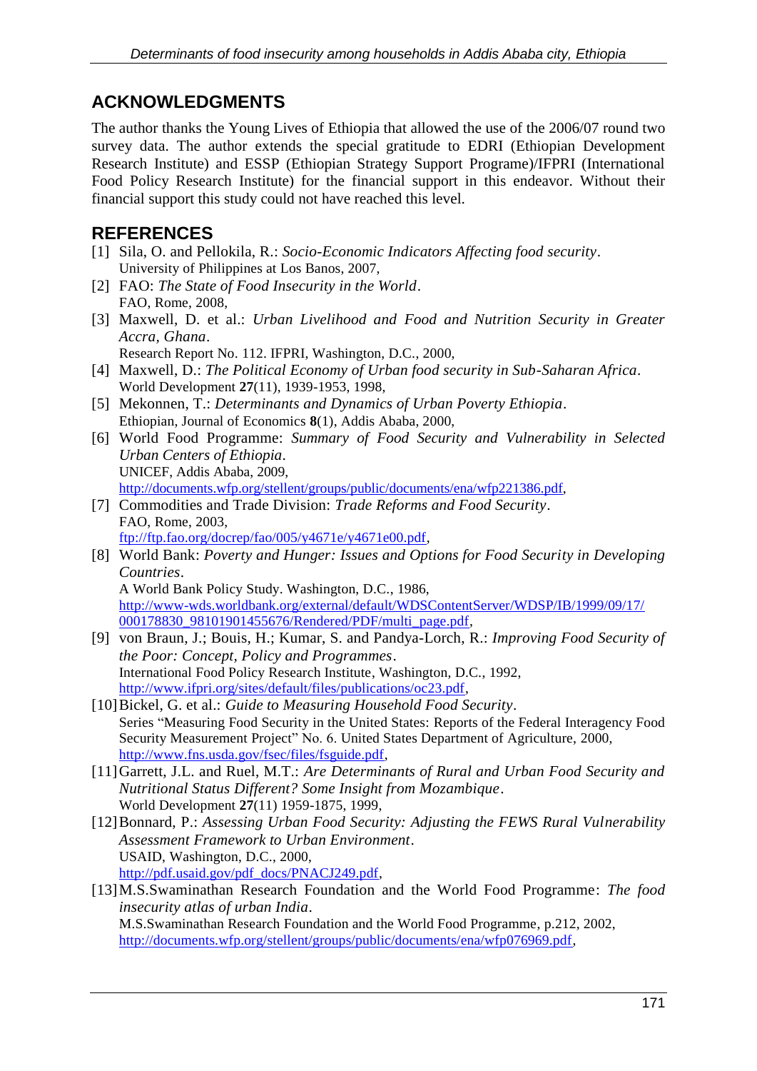## ACKNOWLEDGMENTS

The author thanks the Young Lives of Ethiopia that allowed the use of the 2006/07 round two survey data. The author extends the special gratitude to EDRI (Ethiopian Development Research Institute) and ESSP (Ethiopian Strategy Support Programe)/IFPRI (International Food Policy Research Institute) for the financial support in this endeavor. Without their financial support this study could not have reached this level.

## REFERENCES

[1] Sila, O. and Pellokila, R.: *Socio-Economic Indicators Affecting food security*. University of Philippines at Los Banos, 2007,

[2] FAO: *The State of Food Insecurity in the World*. FAO, Rome, 2008,

[3] Maxwell, D. et al.: *Urban Livelihood and Food and Nutrition Security in Greater Accra, Ghana*. Research Report No. 112. IFPRI, Washington, D.C., 2000,

[4] Maxwell, D.: *The Political Economy of Urban food security in Sub-Saharan Africa*. World Development **27**(11), 1939-1953, 1998,

[5] Mekonnen, T.: *Determinants and Dynamics of Urban Poverty Ethiopia*. Ethiopian, Journal of Economics **8**(1), Addis Ababa, 2000,

[6] World Food Programme: *Summary of Food Security and Vulnerability in Selected Urban Centers of Ethiopia*. UNICEF, Addis Ababa, 2009, http://documents.wfp.org/stellent/groups/public/documents/ena/wfp221386.pdf,

[7] Commodities and Trade Division: *Trade Reforms and Food Security*. FAO, Rome, 2003, ftp://ftp.fao.org/docrep/fao/005/y4671e/y4671e00.pdf,

[8] World Bank: *Poverty and Hunger: Issues and Options for Food Security in Developing Countries*. A World Bank Policy Study. Washington, D.C., 1986, http://www-wds.worldbank.org/external/default/WDSContentServer/WDSP/IB/1999/09/17/000178830_98101901455676/Rendered/PDF/multi_page.pdf,

[9] von Braun, J.; Bouis, H.; Kumar, S. and Pandya-Lorch, R.: *Improving Food Security of the Poor: Concept, Policy and Programmes*. International Food Policy Research Institute, Washington, D.C., 1992, http://www.ifpri.org/sites/default/files/publications/oc23.pdf,

[10] Bickel, G. et al.: *Guide to Measuring Household Food Security*. Series "Measuring Food Security in the United States: Reports of the Federal Interagency Food Security Measurement Project" No. 6. United States Department of Agriculture, 2000, http://www.fns.usda.gov/fsec/files/fsguide.pdf,

[11] Garrett, J.L. and Ruel, M.T.: *Are Determinants of Rural and Urban Food Security and Nutritional Status Different? Some Insight from Mozambique*. World Development **27**(11) 1959-1875, 1999,

[12] Bonnard, P.: *Assessing Urban Food Security: Adjusting the FEWS Rural Vulnerability Assessment Framework to Urban Environment*. USAID, Washington, D.C., 2000, http://pdf.usaid.gov/pdf_docs/PNACJ249.pdf,

[13] M.S.Swaminathan Research Foundation and the World Food Programme: *The food insecurity atlas of urban India*. M.S.Swaminathan Research Foundation and the World Food Programme, p.212, 2002, http://documents.wfp.org/stellent/groups/public/documents/ena/wfp076969.pdf,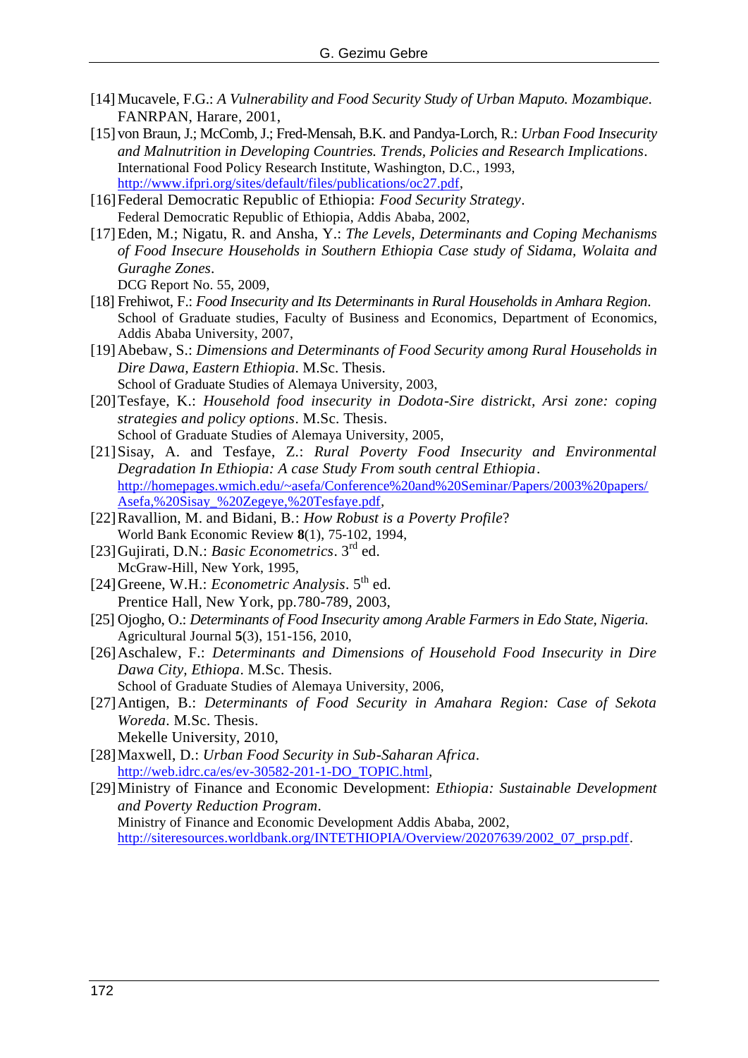[14] Mucavele, F.G.: *A Vulnerability and Food Security Study of Urban Maputo. Mozambique*. FANRPAN, Harare, 2001,

[15] von Braun, J.; McComb, J.; Fred-Mensah, B.K. and Pandya-Lorch, R.: *Urban Food Insecurity and Malnutrition in Developing Countries. Trends, Policies and Research Implications*. International Food Policy Research Institute, Washington, D.C., 1993, http://www.ifpri.org/sites/default/files/publications/oc27.pdf,

[16] Federal Democratic Republic of Ethiopia: *Food Security Strategy*. Federal Democratic Republic of Ethiopia, Addis Ababa, 2002,

[17] Eden, M.; Nigatu, R. and Ansha, Y.: *The Levels, Determinants and Coping Mechanisms of Food Insecure Households in Southern Ethiopia Case study of Sidama, Wolaita and Guraghe Zones*. DCG Report No. 55, 2009,

[18] Frehiwot, F.: *Food Insecurity and Its Determinants in Rural Households in Amhara Region*. School of Graduate studies, Faculty of Business and Economics, Department of Economics, Addis Ababa University, 2007,

[19] Abebaw, S.: *Dimensions and Determinants of Food Security among Rural Households in Dire Dawa, Eastern Ethiopia*. M.Sc. Thesis. School of Graduate Studies of Alemaya University, 2003,

[20] Tesfaye, K.: *Household food insecurity in Dodota-Sire districkt, Arsi zone: coping strategies and policy options*. M.Sc. Thesis. School of Graduate Studies of Alemaya University, 2005,

[21] Sisay, A. and Tesfaye, Z.: *Rural Poverty Food Insecurity and Environmental Degradation In Ethiopia: A case Study From south central Ethiopia*. http://homepages.wmich.edu/~asefa/Conference%20and%20Seminar/Papers/2003%20papers/Asefa,%20Sisay_%20Zegeye,%20Tesfaye.pdf,

[22] Ravallion, M. and Bidani, B.: *How Robust is a Poverty Profile*? World Bank Economic Review **8**(1), 75-102, 1994,

[23] Gujirati, D.N.: *Basic Econometrics*. 3rd ed. McGraw-Hill, New York, 1995,

[24] Greene, W.H.: *Econometric Analysis*. 5th ed. Prentice Hall, New York, pp.780-789, 2003,

[25] Ojogho, O.: *Determinants of Food Insecurity among Arable Farmers in Edo State, Nigeria*. Agricultural Journal **5**(3), 151-156, 2010,

[26] Aschalew, F.: *Determinants and Dimensions of Household Food Insecurity in Dire Dawa City, Ethiopa*. M.Sc. Thesis. School of Graduate Studies of Alemaya University, 2006,

[27] Antigen, B.: *Determinants of Food Security in Amahara Region: Case of Sekota Woreda*. M.Sc. Thesis. Mekelle University, 2010,

[28] Maxwell, D.: *Urban Food Security in Sub-Saharan Africa*. http://web.idrc.ca/es/ev-30582-201-1-DO_TOPIC.html,

[29] Ministry of Finance and Economic Development: *Ethiopia: Sustainable Development and Poverty Reduction Program*. Ministry of Finance and Economic Development Addis Ababa, 2002, http://siteresources.worldbank.org/INTETHIOPIA/Overview/20207639/2002_07_prsp.pdf.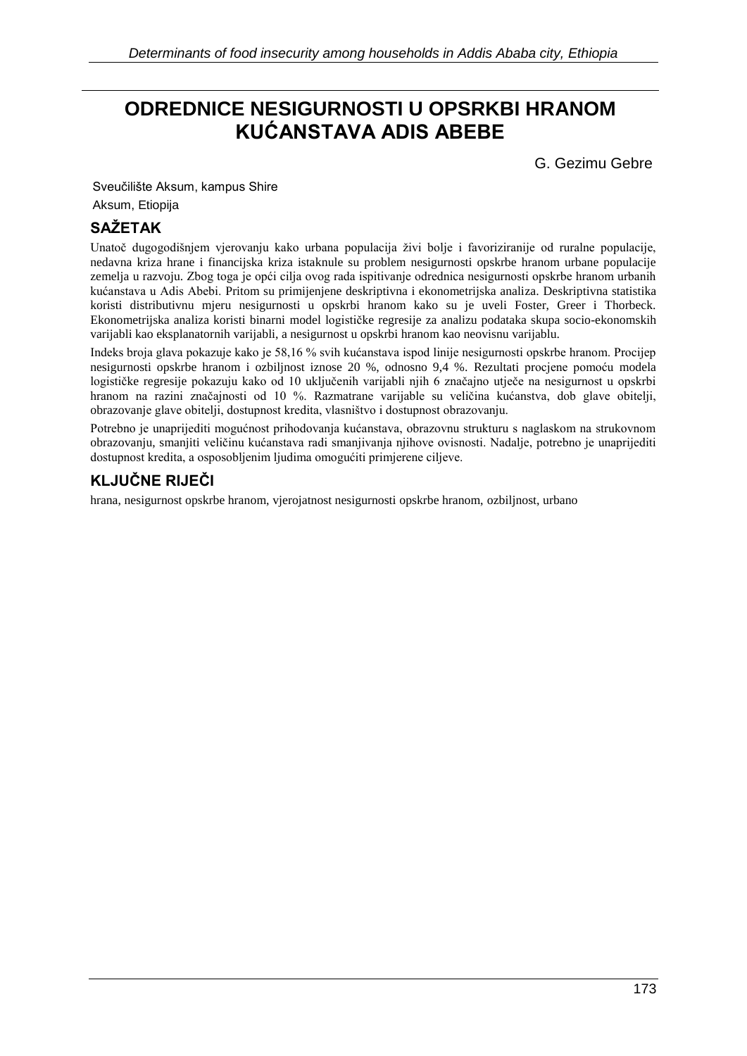# ODREDNICE NESIGURNOSTI U OPSRKBI HRANOM KUĆANSTAVA ADIS ABEBE

G. Gezimu Gebre

Sveučilište Aksum, kampus Shire

Aksum, Etiopija

## SAŽETAK

Unatoč dugogodišnjem vjerovanju kako urbana populacija živi bolje i favoriziranije od ruralne populacije, nedavna kriza hrane i financijska kriza istaknule su problem nesigurnosti opskrbe hranom urbane populacije zemelja u razvoju. Zbog toga je opći cilja ovog rada ispitivanje odrednica nesigurnosti opskrbe hranom urbanih kućanstava u Adis Abebi. Pritom su primijenjene deskriptivna i ekonometrijska analiza. Deskriptivna statistika koristi distributivnu mjeru nesigurnosti u opskrbi hranom kako su je uveli Foster, Greer i Thorbeck. Ekonometrijska analiza koristi binarni model logističke regresije za analizu podataka skupa socio-ekonomskih varijabli kao eksplanatornih varijabli, a nesigurnost u opskrbi hranom kao neovisnu varijablu.

Indeks broja glava pokazuje kako je 58,16 % svih kućanstava ispod linije nesigurnosti opskrbe hranom. Procijep nesigurnosti opskrbe hranom i ozbiljnost iznose 20 %, odnosno 9,4 %. Rezultati procjene pomoću modela logističke regresije pokazuju kako od 10 uključenih varijabli njih 6 značajno utječe na nesigurnost u opskrbi hranom na razini značajnosti od 10 %. Razmatrane varijable su veličina kućanstva, dob glave obitelji, obrazovanje glave obitelji, dostupnost kredita, vlasništvo i dostupnost obrazovanju.

Potrebno je unaprijediti mogućnost prihodovanja kućanstava, obrazovnu strukturu s naglaskom na strukovnom obrazovanju, smanjiti veličinu kućanstava radi smanjivanja njihove ovisnosti. Nadalje, potrebno je unaprijediti dostupnost kredita, a osposobljenim ljudima omogućiti primjerene ciljeve.

## KLJUČNE RIJEČI

hrana, nesigurnost opskrbe hranom, vjerojatnost nesigurnosti opskrbe hranom, ozbiljnost, urbano